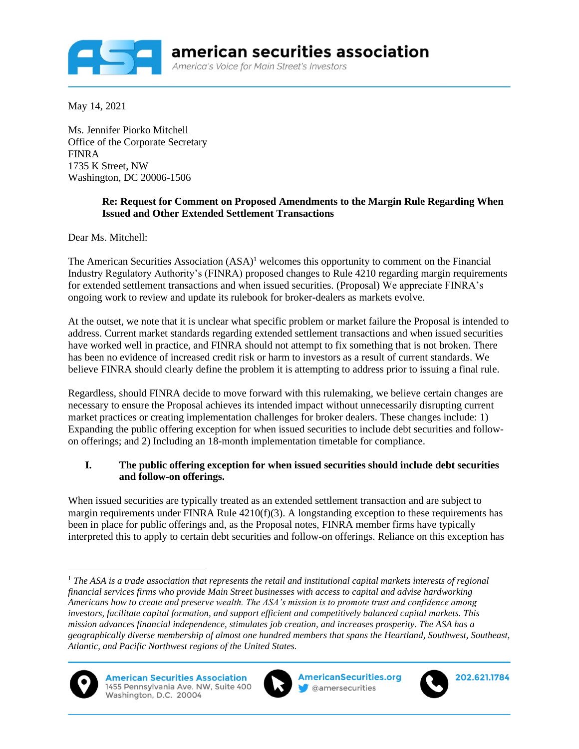# american securities association

*America's Voice for Main Street's Investors*

May 14, 2021

Ms. Jennifer Piorko Mitchell
Office of the Corporate Secretary
FINRA
1735 K Street, NW
Washington, DC 20006-1506

**Re: Request for Comment on Proposed Amendments to the Margin Rule Regarding When Issued and Other Extended Settlement Transactions**

Dear Ms. Mitchell:

The American Securities Association (ASA)[1] welcomes this opportunity to comment on the Financial Industry Regulatory Authority's (FINRA) proposed changes to Rule 4210 regarding margin requirements for extended settlement transactions and when issued securities. (Proposal) We appreciate FINRA's ongoing work to review and update its rulebook for broker-dealers as markets evolve.

At the outset, we note that it is unclear what specific problem or market failure the Proposal is intended to address. Current market standards regarding extended settlement transactions and when issued securities have worked well in practice, and FINRA should not attempt to fix something that is not broken. There has been no evidence of increased credit risk or harm to investors as a result of current standards. We believe FINRA should clearly define the problem it is attempting to address prior to issuing a final rule.

Regardless, should FINRA decide to move forward with this rulemaking, we believe certain changes are necessary to ensure the Proposal achieves its intended impact without unnecessarily disrupting current market practices or creating implementation challenges for broker dealers. These changes include: 1) Expanding the public offering exception for when issued securities to include debt securities and follow-on offerings; and 2) Including an 18-month implementation timetable for compliance.

## I. The public offering exception for when issued securities should include debt securities and follow-on offerings.

When issued securities are typically treated as an extended settlement transaction and are subject to margin requirements under FINRA Rule 4210(f)(3). A longstanding exception to these requirements has been in place for public offerings and, as the Proposal notes, FINRA member firms have typically interpreted this to apply to certain debt securities and follow-on offerings. Reliance on this exception has

---

[1] *The ASA is a trade association that represents the retail and institutional capital markets interests of regional financial services firms who provide Main Street businesses with access to capital and advise hardworking Americans how to create and preserve wealth. The ASA's mission is to promote trust and confidence among investors, facilitate capital formation, and support efficient and competitively balanced capital markets. This mission advances financial independence, stimulates job creation, and increases prosperity. The ASA has a geographically diverse membership of almost one hundred members that spans the Heartland, Southwest, Southeast, Atlantic, and Pacific Northwest regions of the United States.*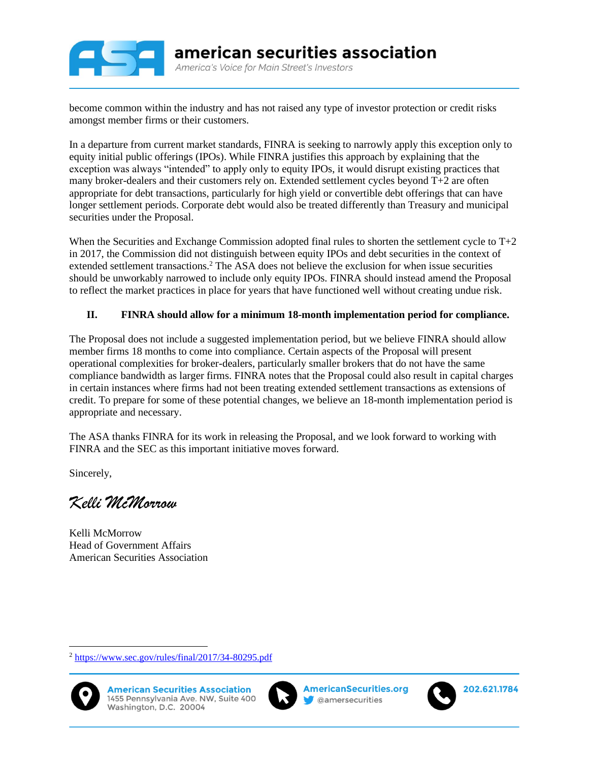become common within the industry and has not raised any type of investor protection or credit risks amongst member firms or their customers.

In a departure from current market standards, FINRA is seeking to narrowly apply this exception only to equity initial public offerings (IPOs). While FINRA justifies this approach by explaining that the exception was always "intended" to apply only to equity IPOs, it would disrupt existing practices that many broker-dealers and their customers rely on. Extended settlement cycles beyond T+2 are often appropriate for debt transactions, particularly for high yield or convertible debt offerings that can have longer settlement periods. Corporate debt would also be treated differently than Treasury and municipal securities under the Proposal.

When the Securities and Exchange Commission adopted final rules to shorten the settlement cycle to T+2 in 2017, the Commission did not distinguish between equity IPOs and debt securities in the context of extended settlement transactions.[2] The ASA does not believe the exclusion for when issue securities should be unworkably narrowed to include only equity IPOs. FINRA should instead amend the Proposal to reflect the market practices in place for years that have functioned well without creating undue risk.

## II. FINRA should allow for a minimum 18-month implementation period for compliance.

The Proposal does not include a suggested implementation period, but we believe FINRA should allow member firms 18 months to come into compliance. Certain aspects of the Proposal will present operational complexities for broker-dealers, particularly smaller brokers that do not have the same compliance bandwidth as larger firms. FINRA notes that the Proposal could also result in capital charges in certain instances where firms had not been treating extended settlement transactions as extensions of credit. To prepare for some of these potential changes, we believe an 18-month implementation period is appropriate and necessary.

The ASA thanks FINRA for its work in releasing the Proposal, and we look forward to working with FINRA and the SEC as this important initiative moves forward.

Sincerely,

*Kelli McMorrow*

Kelli McMorrow
Head of Government Affairs
American Securities Association

[2] https://www.sec.gov/rules/final/2017/34-80295.pdf